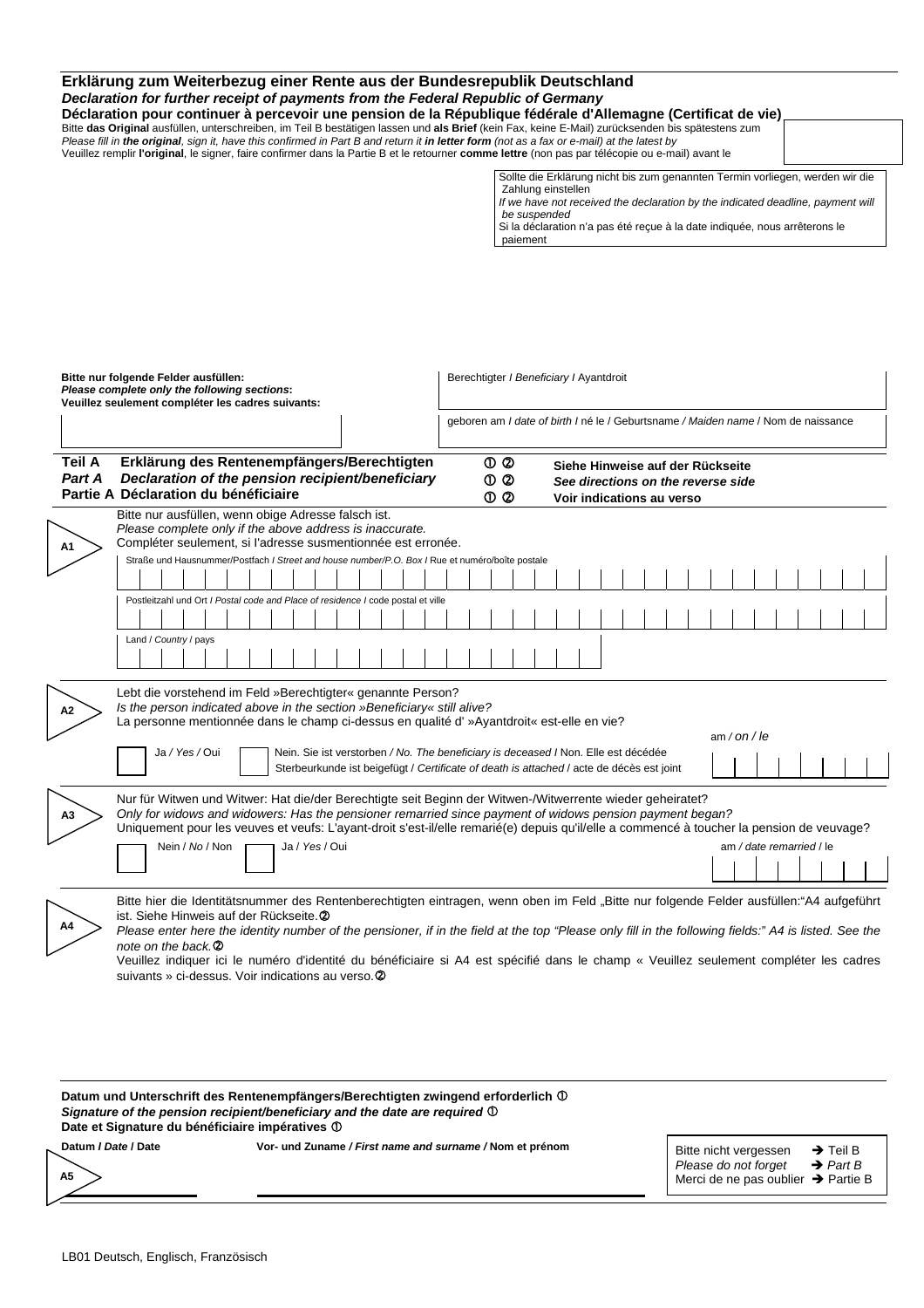# Erklärung zum Weiterbezug einer Rente aus der Bundesrepublik Deutschland
## *Declaration for further receipt of payments from the Federal Republic of Germany*
## Déclaration pour continuer à percevoir une pension de la République fédérale d'Allemagne (Certificat de vie)

Bitte **das Original** ausfüllen, unterschreiben, im Teil B bestätigen lassen und **als Brief** (kein Fax, keine E-Mail) zurücksenden bis spätestens zum
*Please fill in **the original**, sign it, have this confirmed in Part B and return it **in letter form** (not as a fax or e-mail) at the latest by*
Veuillez remplir **l'original**, le signer, faire confirmer dans la Partie B et le retourner **comme lettre** (non pas par télécopie ou e-mail) avant le

> Sollte die Erklärung nicht bis zum genannten Termin vorliegen, werden wir die Zahlung einstellen
> *If we have not received the declaration by the indicated deadline, payment will be suspended*
> Si la déclaration n'a pas été reçue à la date indiquée, nous arrêterons le paiement

**Bitte nur folgende Felder ausfüllen:**
***Please complete only the following sections:***
**Veuillez seulement compléter les cadres suivants:**

Berechtigter / *Beneficiary* / Ayantdroit

geboren am / *date of birth* / né le / Geburtsname / *Maiden name* / Nom de naissance

## Teil A Erklärung des Rentenempfängers/Berechtigten ① ②
## *Part A Declaration of the pension recipient/beneficiary* ① ②
## Partie A Déclaration du bénéficiaire ① ②

**Siehe Hinweise auf der Rückseite**
***See directions on the reverse side***
**Voir indications au verso**

**A1**

Bitte nur ausfüllen, wenn obige Adresse falsch ist.
*Please complete only if the above address is inaccurate.*
Compléter seulement, si l'adresse susmentionnée est erronée.

Straße und Hausnummer/Postfach / *Street and house number/P.O. Box* / Rue et numéro/boîte postale

Postleitzahl und Ort / *Postal code and Place of residence* / code postal et ville

Land / *Country* / pays

**A2**

Lebt die vorstehend im Feld »Berechtigter« genannte Person?
*Is the person indicated above in the section »Beneficiary« still alive?*
La personne mentionnée dans le champ ci-dessus en qualité d' »Ayantdroit« est-elle en vie?

☐ Ja / *Yes* / Oui
☐ Nein. Sie ist verstorben / *No. The beneficiary is deceased* / Non. Elle est décédée
Sterbeurkunde ist beigefügt / *Certificate of death is attached* / acte de décès est joint

am / *on* / le

**A3**

Nur für Witwen und Witwer: Hat die/der Berechtigte seit Beginn der Witwen-/Witwerrente wieder geheiratet?
*Only for widows and widowers: Has the pensioner remarried since payment of widows pension payment began?*
Uniquement pour les veuves et veufs: L'ayant-droit s'est-il/elle remarié(e) depuis qu'il/elle a commencé à toucher la pension de veuvage?

☐ Nein / *No* / Non
☐ Ja / *Yes* / Oui

am / *date remarried* / le

**A4**

Bitte hier die Identitätsnummer des Rentenberechtigten eintragen, wenn oben im Feld „Bitte nur folgende Felder ausfüllen:"A4 aufgeführt ist. Siehe Hinweis auf der Rückseite.②
*Please enter here the identity number of the pensioner, if in the field at the top "Please only fill in the following fields:" A4 is listed. See the note on the back.*②
Veuillez indiquer ici le numéro d'identité du bénéficiaire si A4 est spécifié dans le champ « Veuillez seulement compléter les cadres suivants » ci-dessus. Voir indications au verso.②

**Datum und Unterschrift des Rentenempfängers/Berechtigten zwingend erforderlich ①**
***Signature of the pension recipient/beneficiary and the date are required ①***
**Date et Signature du bénéficiaire impératives ①**

**A5**

**Datum / *Date* / Date**

**Vor- und Zuname / *First name and surname* / Nom et prénom**

> Bitte nicht vergessen → Teil B
> *Please do not forget → Part B*
> Merci de ne pas oublier → Partie B

LB01 Deutsch, Englisch, Französisch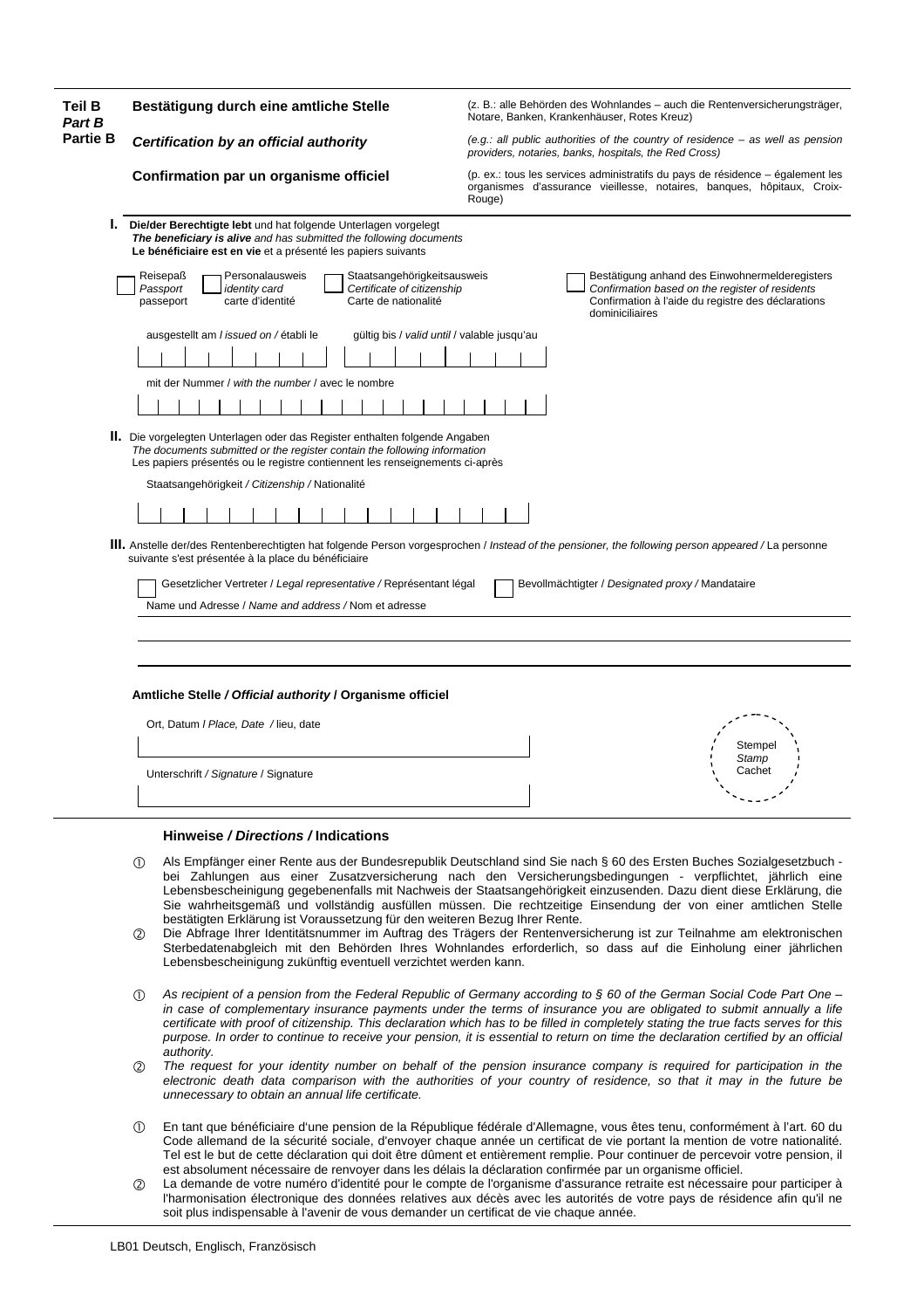**Teil B** / ***Part B*** / **Partie B**

**Bestätigung durch eine amtliche Stelle**

(z. B.: alle Behörden des Wohnlandes – auch die Rentenversicherungsträger, Notare, Banken, Krankenhäuser, Rotes Kreuz)

***Certification by an official authority***

*(e.g.: all public authorities of the country of residence – as well as pension providers, notaries, banks, hospitals, the Red Cross)*

**Confirmation par un organisme officiel**

(p. ex.: tous les services administratifs du pays de résidence – également les organismes d'assurance vieillesse, notaires, banques, hôpitaux, Croix-Rouge)

**I.** **Die/der Berechtigte lebt** und hat folgende Unterlagen vorgelegt
***The beneficiary is alive** and has submitted the following documents*
**Le bénéficiaire est en vie** et a présenté les papiers suivants

☐ Reisepaß / *Passport* / passeport
☐ Personalausweis / *identity card* / carte d'identité
☐ Staatsangehörigkeitsausweis / *Certificate of citizenship* / Carte de nationalité
☐ Bestätigung anhand des Einwohnermelderegisters / *Confirmation based on the register of residents* / Confirmation à l'aide du registre des déclarations dominiciliaires

ausgestellt am / *issued on* / établi le ______ gültig bis / *valid until* / valable jusqu'au ______

mit der Nummer / *with the number* / avec le nombre ______

**II.** Die vorgelegten Unterlagen oder das Register enthalten folgende Angaben
*The documents submitted or the register contain the following information*
Les papiers présentés ou le registre contiennent les renseignements ci-après

Staatsangehörigkeit / *Citizenship* / Nationalité ______

**III.** Anstelle der/des Rentenberechtigten hat folgende Person vorgesprochen / *Instead of the pensioner, the following person appeared* / La personne suivante s'est présentée à la place du bénéficiaire

☐ Gesetzlicher Vertreter / *Legal representative* / Représentant légal
☐ Bevollmächtigter / *Designated proxy* / Mandataire

Name und Adresse / *Name and address* / Nom et adresse

______

______

**Amtliche Stelle / *Official authority* / Organisme officiel**

Ort, Datum / *Place, Date* / lieu, date ______

Unterschrift / *Signature* / Signature ______

Stempel / *Stamp* / Cachet

## Hinweise / *Directions* / Indications

① Als Empfänger einer Rente aus der Bundesrepublik Deutschland sind Sie nach § 60 des Ersten Buches Sozialgesetzbuch - bei Zahlungen aus einer Zusatzversicherung nach den Versicherungsbedingungen - verpflichtet, jährlich eine Lebensbescheinigung gegebenenfalls mit Nachweis der Staatsangehörigkeit einzusenden. Dazu dient diese Erklärung, die Sie wahrheitsgemäß und vollständig ausfüllen müssen. Die rechtzeitige Einsendung der von einer amtlichen Stelle bestätigten Erklärung ist Voraussetzung für den weiteren Bezug Ihrer Rente.

② Die Abfrage Ihrer Identitätsnummer im Auftrag des Trägers der Rentenversicherung ist zur Teilnahme am elektronischen Sterbedatenabgleich mit den Behörden Ihres Wohnlandes erforderlich, so dass auf die Einholung einer jährlichen Lebensbescheinigung zukünftig eventuell verzichtet werden kann.

① *As recipient of a pension from the Federal Republic of Germany according to § 60 of the German Social Code Part One – in case of complementary insurance payments under the terms of insurance you are obligated to submit annually a life certificate with proof of citizenship. This declaration which has to be filled in completely stating the true facts serves for this purpose. In order to continue to receive your pension, it is essential to return on time the declaration certified by an official authority.*

② *The request for your identity number on behalf of the pension insurance company is required for participation in the electronic death data comparison with the authorities of your country of residence, so that it may in the future be unnecessary to obtain an annual life certificate.*

① En tant que bénéficiaire d'une pension de la République fédérale d'Allemagne, vous êtes tenu, conformément à l'art. 60 du Code allemand de la sécurité sociale, d'envoyer chaque année un certificat de vie portant la mention de votre nationalité. Tel est le but de cette déclaration qui doit être dûment et entièrement remplie. Pour continuer de percevoir votre pension, il est absolument nécessaire de renvoyer dans les délais la déclaration confirmée par un organisme officiel.

② La demande de votre numéro d'identité pour le compte de l'organisme d'assurance retraite est nécessaire pour participer à l'harmonisation électronique des données relatives aux décès avec les autorités de votre pays de résidence afin qu'il ne soit plus indispensable à l'avenir de vous demander un certificat de vie chaque année.

LB01 Deutsch, Englisch, Französisch